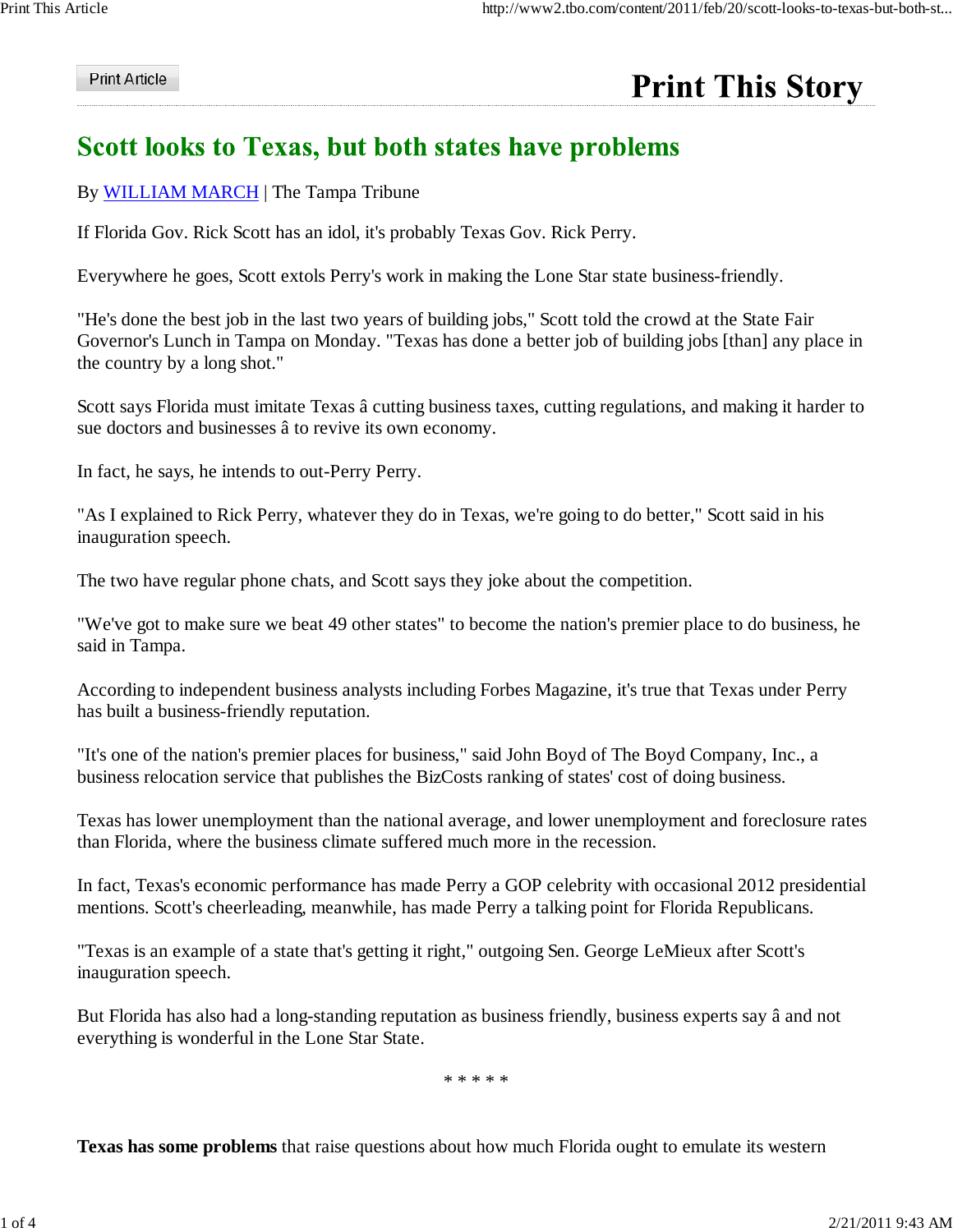Print Article

Print This Story

# Scott looks to Texas, but both states have problems

By WILLIAM MARCH | The Tampa Tribune

If Florida Gov. Rick Scott has an idol, it's probably Texas Gov. Rick Perry.

Everywhere he goes, Scott extols Perry's work in making the Lone Star state business-friendly.

"He's done the best job in the last two years of building jobs," Scott told the crowd at the State Fair Governor's Lunch in Tampa on Monday. "Texas has done a better job of building jobs [than] any place in the country by a long shot."

Scott says Florida must imitate Texas â cutting business taxes, cutting regulations, and making it harder to sue doctors and businesses â to revive its own economy.

In fact, he says, he intends to out-Perry Perry.

"As I explained to Rick Perry, whatever they do in Texas, we're going to do better," Scott said in his inauguration speech.

The two have regular phone chats, and Scott says they joke about the competition.

"We've got to make sure we beat 49 other states" to become the nation's premier place to do business, he said in Tampa.

According to independent business analysts including Forbes Magazine, it's true that Texas under Perry has built a business-friendly reputation.

"It's one of the nation's premier places for business," said John Boyd of The Boyd Company, Inc., a business relocation service that publishes the BizCosts ranking of states' cost of doing business.

Texas has lower unemployment than the national average, and lower unemployment and foreclosure rates than Florida, where the business climate suffered much more in the recession.

In fact, Texas's economic performance has made Perry a GOP celebrity with occasional 2012 presidential mentions. Scott's cheerleading, meanwhile, has made Perry a talking point for Florida Republicans.

"Texas is an example of a state that's getting it right," outgoing Sen. George LeMieux after Scott's inauguration speech.

But Florida has also had a long-standing reputation as business friendly, business experts say â and not everything is wonderful in the Lone Star State.

* * * * *

**Texas has some problems** that raise questions about how much Florida ought to emulate its western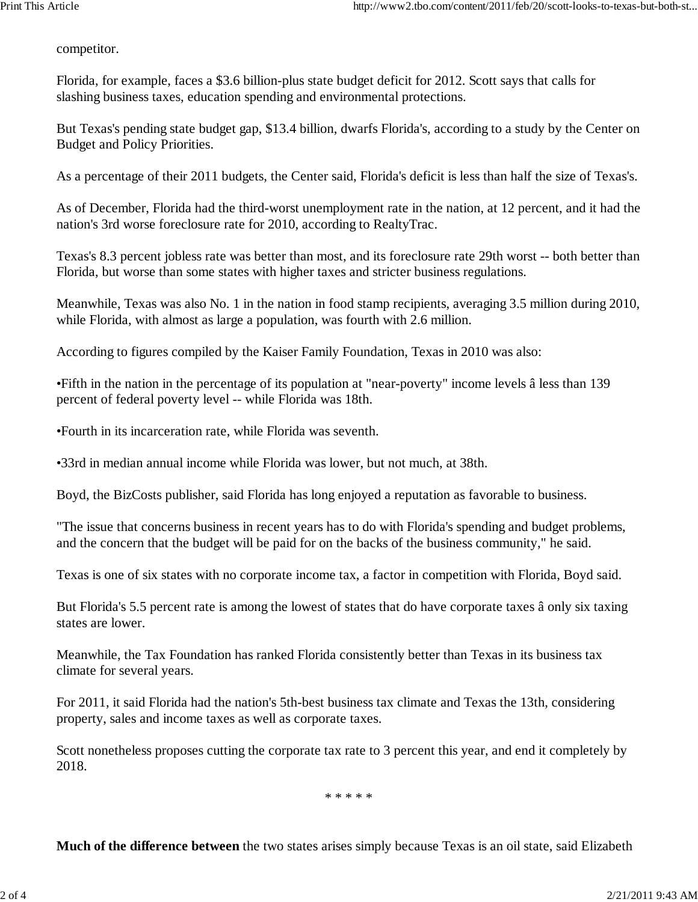competitor.

Florida, for example, faces a $3.6 billion-plus state budget deficit for 2012. Scott says that calls for slashing business taxes, education spending and environmental protections.

But Texas's pending state budget gap, $13.4 billion, dwarfs Florida's, according to a study by the Center on Budget and Policy Priorities.

As a percentage of their 2011 budgets, the Center said, Florida's deficit is less than half the size of Texas's.

As of December, Florida had the third-worst unemployment rate in the nation, at 12 percent, and it had the nation's 3rd worse foreclosure rate for 2010, according to RealtyTrac.

Texas's 8.3 percent jobless rate was better than most, and its foreclosure rate 29th worst -- both better than Florida, but worse than some states with higher taxes and stricter business regulations.

Meanwhile, Texas was also No. 1 in the nation in food stamp recipients, averaging 3.5 million during 2010, while Florida, with almost as large a population, was fourth with 2.6 million.

According to figures compiled by the Kaiser Family Foundation, Texas in 2010 was also:

•Fifth in the nation in the percentage of its population at "near-poverty" income levels â less than 139 percent of federal poverty level -- while Florida was 18th.

•Fourth in its incarceration rate, while Florida was seventh.

•33rd in median annual income while Florida was lower, but not much, at 38th.

Boyd, the BizCosts publisher, said Florida has long enjoyed a reputation as favorable to business.

"The issue that concerns business in recent years has to do with Florida's spending and budget problems, and the concern that the budget will be paid for on the backs of the business community," he said.

Texas is one of six states with no corporate income tax, a factor in competition with Florida, Boyd said.

But Florida's 5.5 percent rate is among the lowest of states that do have corporate taxes â only six taxing states are lower.

Meanwhile, the Tax Foundation has ranked Florida consistently better than Texas in its business tax climate for several years.

For 2011, it said Florida had the nation's 5th-best business tax climate and Texas the 13th, considering property, sales and income taxes as well as corporate taxes.

Scott nonetheless proposes cutting the corporate tax rate to 3 percent this year, and end it completely by 2018.

\* \* \* \* \*

**Much of the difference between** the two states arises simply because Texas is an oil state, said Elizabeth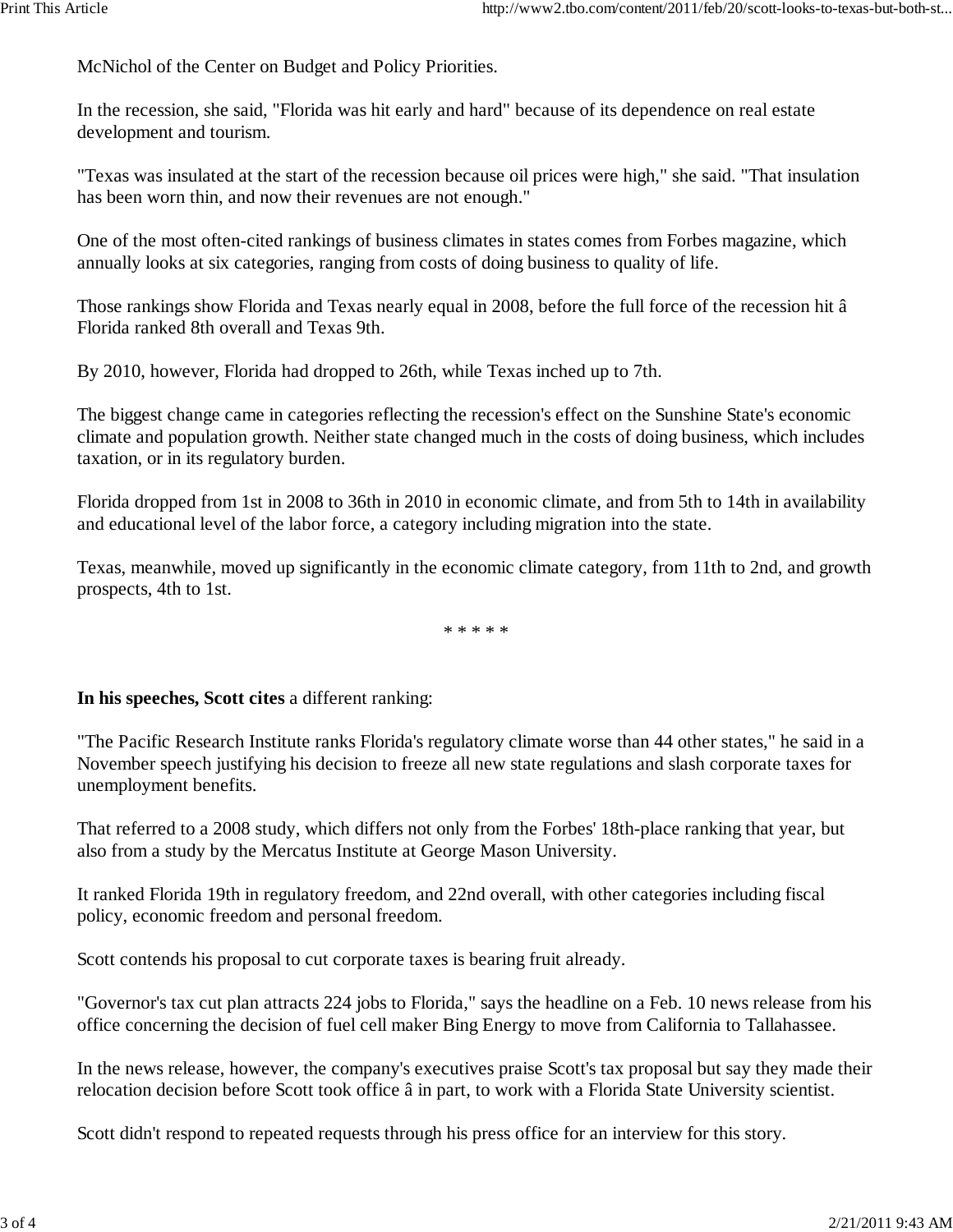McNichol of the Center on Budget and Policy Priorities.

In the recession, she said, "Florida was hit early and hard" because of its dependence on real estate development and tourism.

"Texas was insulated at the start of the recession because oil prices were high," she said. "That insulation has been worn thin, and now their revenues are not enough."

One of the most often-cited rankings of business climates in states comes from Forbes magazine, which annually looks at six categories, ranging from costs of doing business to quality of life.

Those rankings show Florida and Texas nearly equal in 2008, before the full force of the recession hit â Florida ranked 8th overall and Texas 9th.

By 2010, however, Florida had dropped to 26th, while Texas inched up to 7th.

The biggest change came in categories reflecting the recession's effect on the Sunshine State's economic climate and population growth. Neither state changed much in the costs of doing business, which includes taxation, or in its regulatory burden.

Florida dropped from 1st in 2008 to 36th in 2010 in economic climate, and from 5th to 14th in availability and educational level of the labor force, a category including migration into the state.

Texas, meanwhile, moved up significantly in the economic climate category, from 11th to 2nd, and growth prospects, 4th to 1st.

* * * * *

**In his speeches, Scott cites** a different ranking:

"The Pacific Research Institute ranks Florida's regulatory climate worse than 44 other states," he said in a November speech justifying his decision to freeze all new state regulations and slash corporate taxes for unemployment benefits.

That referred to a 2008 study, which differs not only from the Forbes' 18th-place ranking that year, but also from a study by the Mercatus Institute at George Mason University.

It ranked Florida 19th in regulatory freedom, and 22nd overall, with other categories including fiscal policy, economic freedom and personal freedom.

Scott contends his proposal to cut corporate taxes is bearing fruit already.

"Governor's tax cut plan attracts 224 jobs to Florida," says the headline on a Feb. 10 news release from his office concerning the decision of fuel cell maker Bing Energy to move from California to Tallahassee.

In the news release, however, the company's executives praise Scott's tax proposal but say they made their relocation decision before Scott took office â in part, to work with a Florida State University scientist.

Scott didn't respond to repeated requests through his press office for an interview for this story.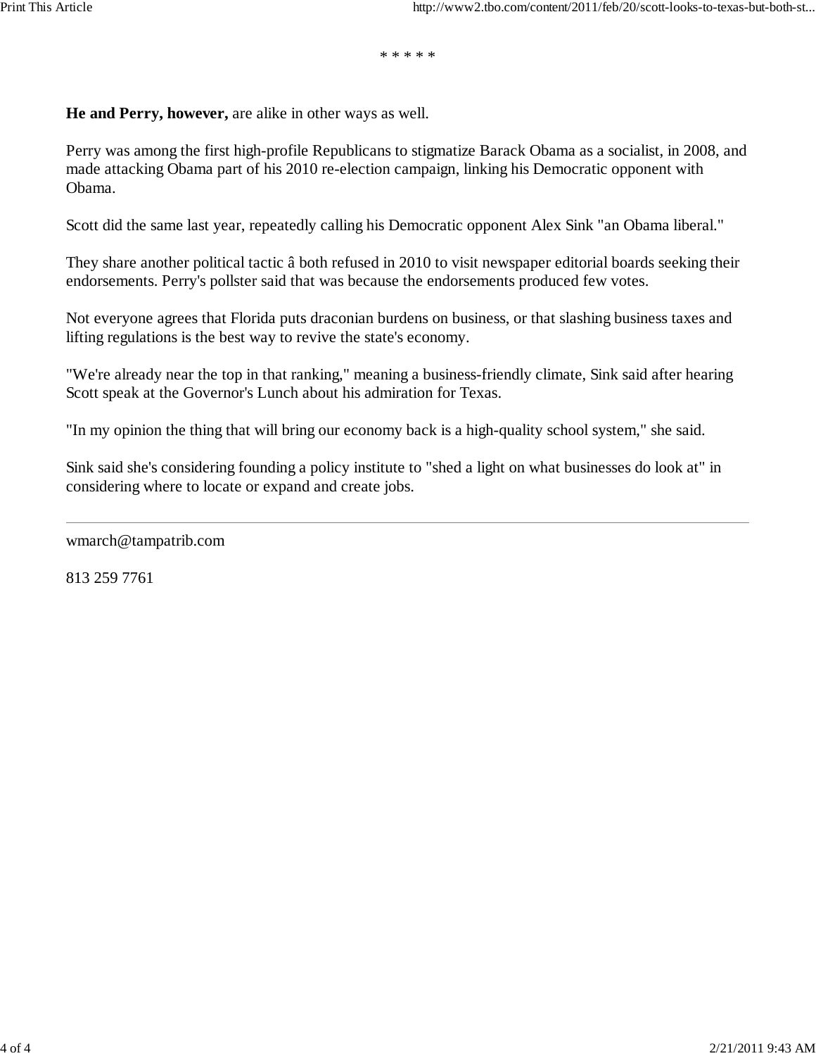\* \* \* \* \*

**He and Perry, however,** are alike in other ways as well.

Perry was among the first high-profile Republicans to stigmatize Barack Obama as a socialist, in 2008, and made attacking Obama part of his 2010 re-election campaign, linking his Democratic opponent with Obama.

Scott did the same last year, repeatedly calling his Democratic opponent Alex Sink "an Obama liberal."

They share another political tactic â both refused in 2010 to visit newspaper editorial boards seeking their endorsements. Perry's pollster said that was because the endorsements produced few votes.

Not everyone agrees that Florida puts draconian burdens on business, or that slashing business taxes and lifting regulations is the best way to revive the state's economy.

"We're already near the top in that ranking," meaning a business-friendly climate, Sink said after hearing Scott speak at the Governor's Lunch about his admiration for Texas.

"In my opinion the thing that will bring our economy back is a high-quality school system," she said.

Sink said she's considering founding a policy institute to "shed a light on what businesses do look at" in considering where to locate or expand and create jobs.

---

wmarch@tampatrib.com

813 259 7761